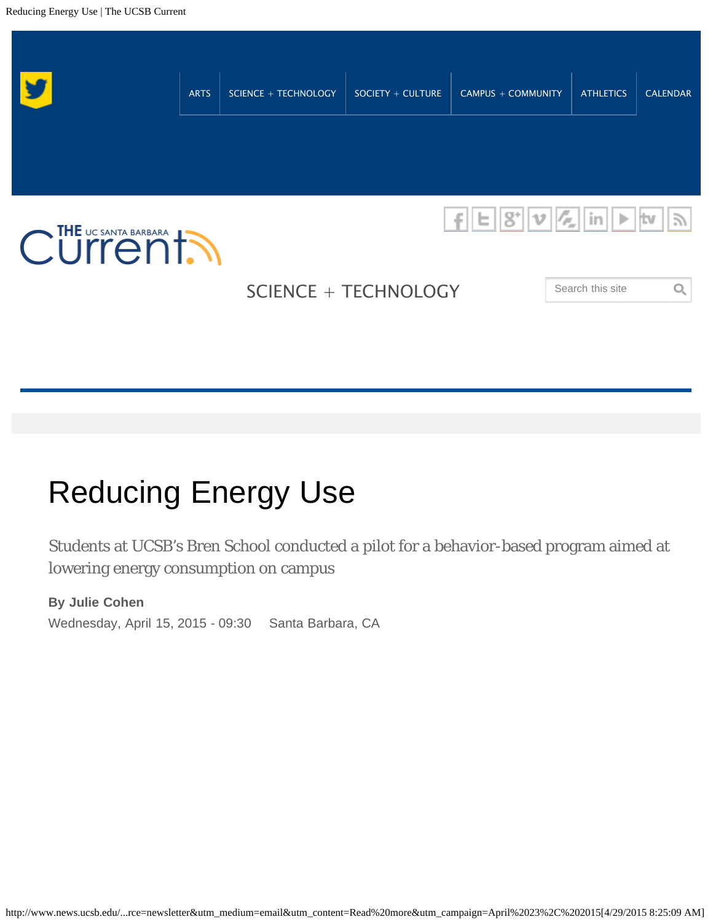ARTS | SCIENCE + TECHNOLOGY | SOCIETY + CULTURE | CAMPUS + COMMUNITY | ATHLETICS | CALENDAR

SCIENCE + TECHNOLOGY

# Reducing Energy Use

Students at UCSB's Bren School conducted a pilot for a behavior-based program aimed at lowering energy consumption on campus

**By Julie Cohen**

Wednesday, April 15, 2015 - 09:30 Santa Barbara, CA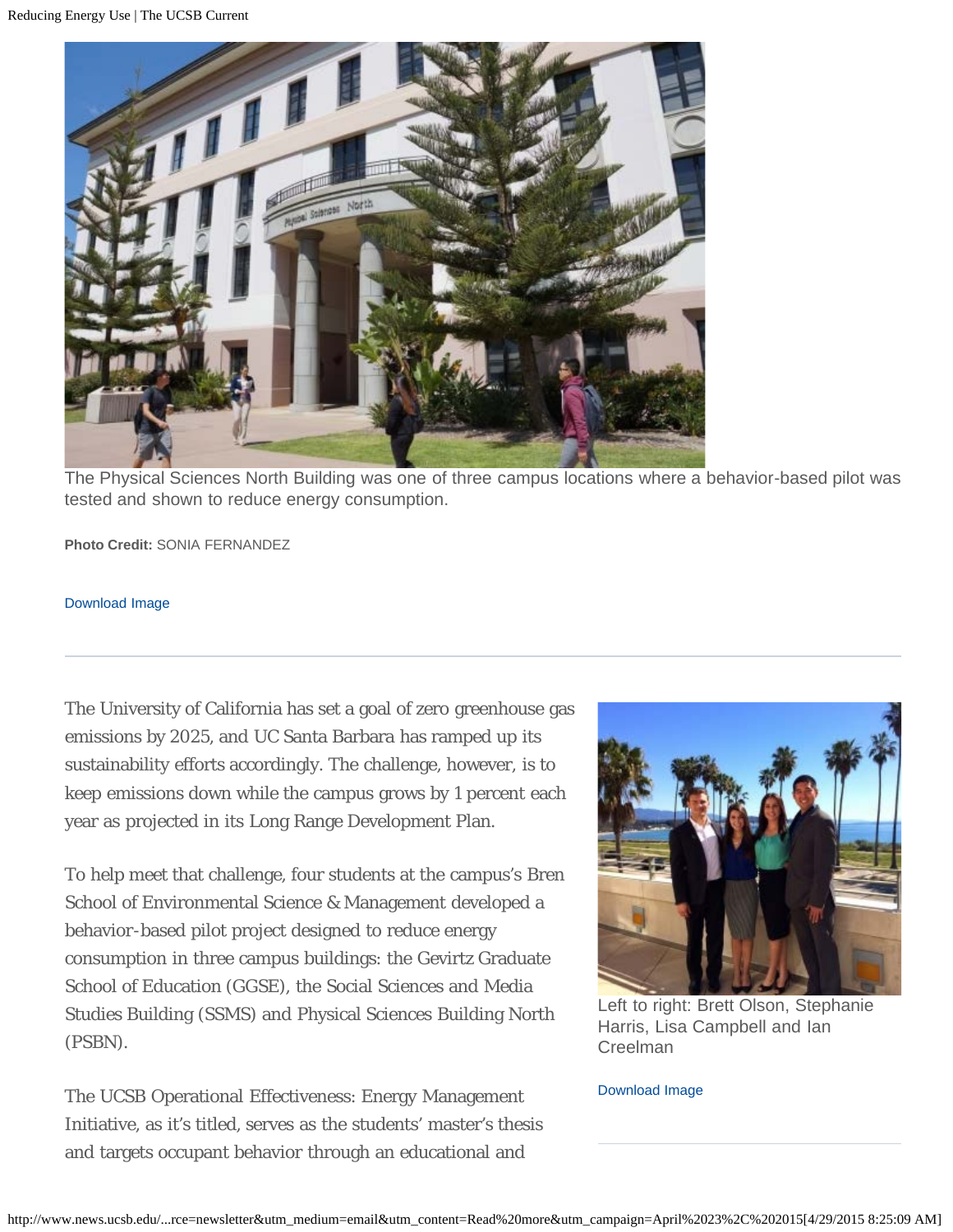The Physical Sciences North Building was one of three campus locations where a behavior-based pilot was tested and shown to reduce energy consumption.

**Photo Credit:** SONIA FERNANDEZ

Download Image

---

The University of California has set a goal of zero greenhouse gas emissions by 2025, and UC Santa Barbara has ramped up its sustainability efforts accordingly. The challenge, however, is to keep emissions down while the campus grows by 1 percent each year as projected in its Long Range Development Plan.

To help meet that challenge, four students at the campus's Bren School of Environmental Science & Management developed a behavior-based pilot project designed to reduce energy consumption in three campus buildings: the Gevirtz Graduate School of Education (GGSE), the Social Sciences and Media Studies Building (SSMS) and Physical Sciences Building North (PSBN).

Left to right: Brett Olson, Stephanie Harris, Lisa Campbell and Ian Creelman

Download Image

The UCSB Operational Effectiveness: Energy Management Initiative, as it's titled, serves as the students' master's thesis and targets occupant behavior through an educational and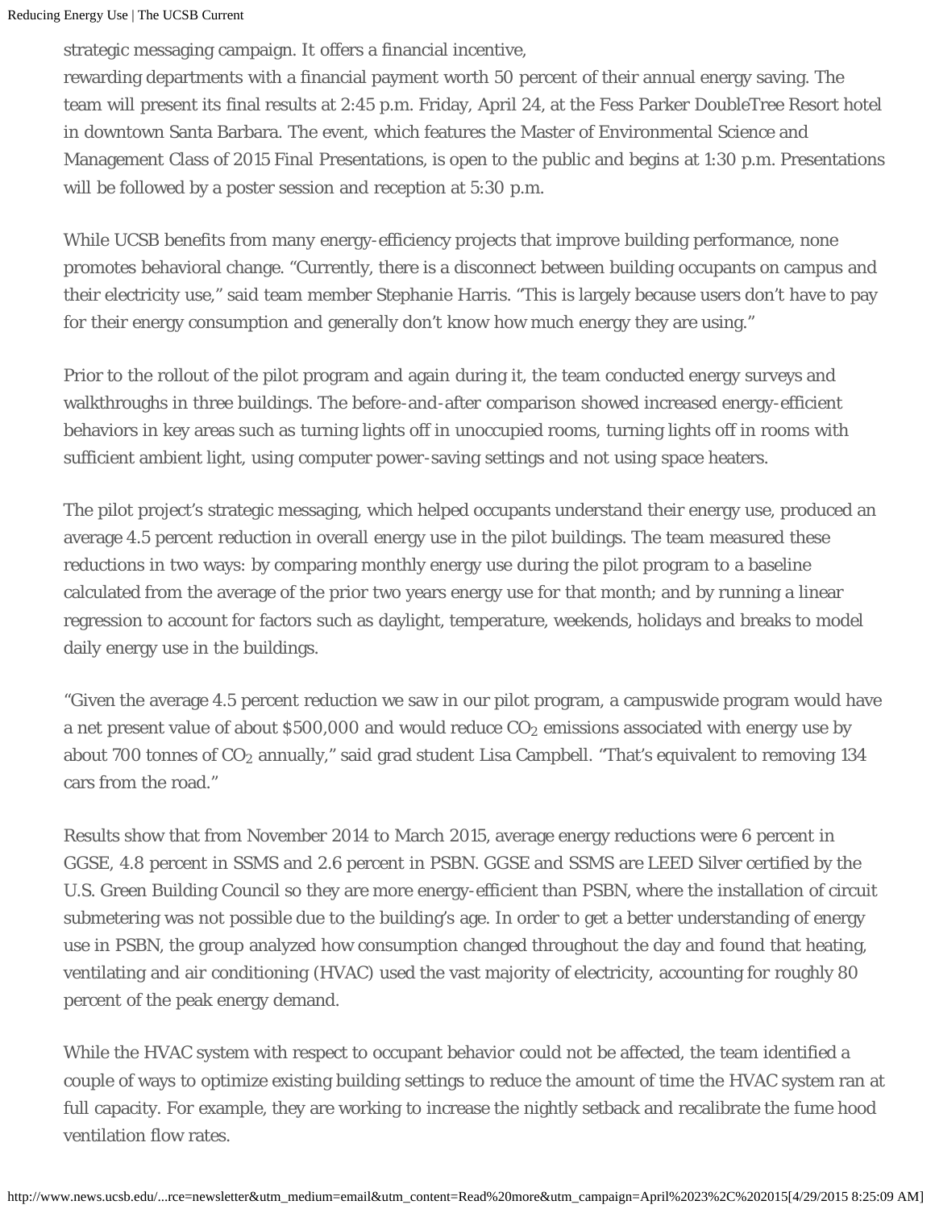strategic messaging campaign. It offers a financial incentive,
rewarding departments with a financial payment worth 50 percent of their annual energy saving. The team will present its final results at 2:45 p.m. Friday, April 24, at the Fess Parker DoubleTree Resort hotel in downtown Santa Barbara. The event, which features the Master of Environmental Science and Management Class of 2015 Final Presentations, is open to the public and begins at 1:30 p.m. Presentations will be followed by a poster session and reception at 5:30 p.m.

While UCSB benefits from many energy-efficiency projects that improve building performance, none promotes behavioral change. "Currently, there is a disconnect between building occupants on campus and their electricity use," said team member Stephanie Harris. "This is largely because users don't have to pay for their energy consumption and generally don't know how much energy they are using."

Prior to the rollout of the pilot program and again during it, the team conducted energy surveys and walkthroughs in three buildings. The before-and-after comparison showed increased energy-efficient behaviors in key areas such as turning lights off in unoccupied rooms, turning lights off in rooms with sufficient ambient light, using computer power-saving settings and not using space heaters.

The pilot project's strategic messaging, which helped occupants understand their energy use, produced an average 4.5 percent reduction in overall energy use in the pilot buildings. The team measured these reductions in two ways: by comparing monthly energy use during the pilot program to a baseline calculated from the average of the prior two years energy use for that month; and by running a linear regression to account for factors such as daylight, temperature, weekends, holidays and breaks to model daily energy use in the buildings.

"Given the average 4.5 percent reduction we saw in our pilot program, a campuswide program would have a net present value of about $500,000 and would reduce $CO_2$ emissions associated with energy use by about 700 tonnes of $CO_2$ annually," said grad student Lisa Campbell. "That's equivalent to removing 134 cars from the road."

Results show that from November 2014 to March 2015, average energy reductions were 6 percent in GGSE, 4.8 percent in SSMS and 2.6 percent in PSBN. GGSE and SSMS are LEED Silver certified by the U.S. Green Building Council so they are more energy-efficient than PSBN, where the installation of circuit submetering was not possible due to the building's age. In order to get a better understanding of energy use in PSBN, the group analyzed how consumption changed throughout the day and found that heating, ventilating and air conditioning (HVAC) used the vast majority of electricity, accounting for roughly 80 percent of the peak energy demand.

While the HVAC system with respect to occupant behavior could not be affected, the team identified a couple of ways to optimize existing building settings to reduce the amount of time the HVAC system ran at full capacity. For example, they are working to increase the nightly setback and recalibrate the fume hood ventilation flow rates.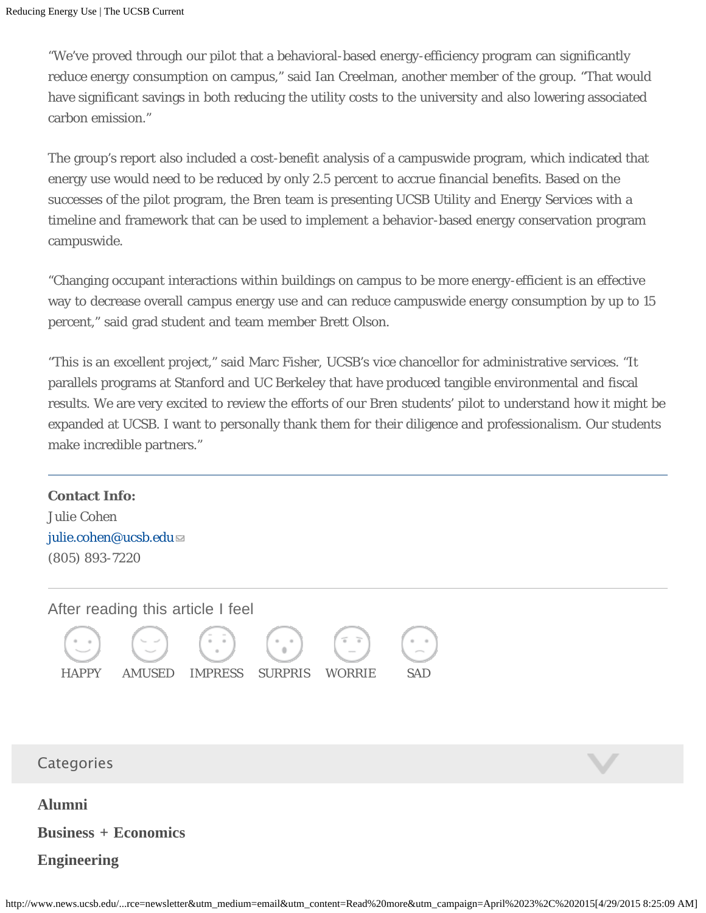“We’ve proved through our pilot that a behavioral-based energy-efficiency program can significantly reduce energy consumption on campus,” said Ian Creelman, another member of the group. “That would have significant savings in both reducing the utility costs to the university and also lowering associated carbon emission.”

The group’s report also included a cost-benefit analysis of a campuswide program, which indicated that energy use would need to be reduced by only 2.5 percent to accrue financial benefits. Based on the successes of the pilot program, the Bren team is presenting UCSB Utility and Energy Services with a timeline and framework that can be used to implement a behavior-based energy conservation program campuswide.

“Changing occupant interactions within buildings on campus to be more energy-efficient is an effective way to decrease overall campus energy use and can reduce campuswide energy consumption by up to 15 percent,” said grad student and team member Brett Olson.

“This is an excellent project,” said Marc Fisher, UCSB’s vice chancellor for administrative services. “It parallels programs at Stanford and UC Berkeley that have produced tangible environmental and fiscal results. We are very excited to review the efforts of our Bren students’ pilot to understand how it might be expanded at UCSB. I want to personally thank them for their diligence and professionalism. Our students make incredible partners.”

---

**Contact Info:**
Julie Cohen
julie.cohen@ucsb.edu
(805) 893-7220

---

After reading this article I feel

HAPPY AMUSED IMPRESS SURPRIS WORRIE SAD

Categories

**Alumni**

**Business + Economics**

**Engineering**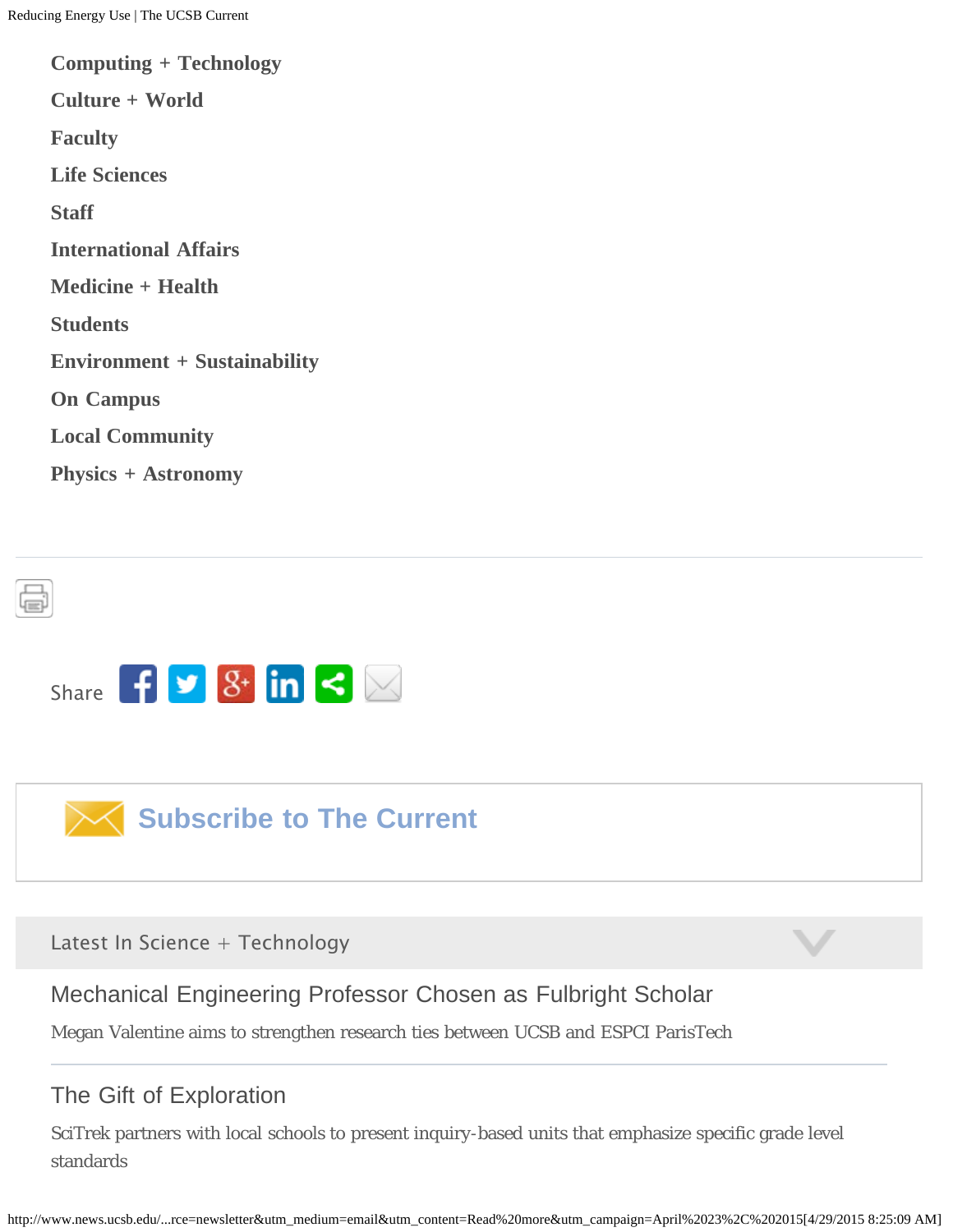- Computing + Technology
- Culture + World
- Faculty
- Life Sciences
- Staff
- International Affairs
- Medicine + Health
- Students
- Environment + Sustainability
- On Campus
- Local Community
- Physics + Astronomy

---

Share

## Subscribe to The Current

### Latest In Science + Technology

**Mechanical Engineering Professor Chosen as Fulbright Scholar**

Megan Valentine aims to strengthen research ties between UCSB and ESPCI ParisTech

---

**The Gift of Exploration**

SciTrek partners with local schools to present inquiry-based units that emphasize specific grade level standards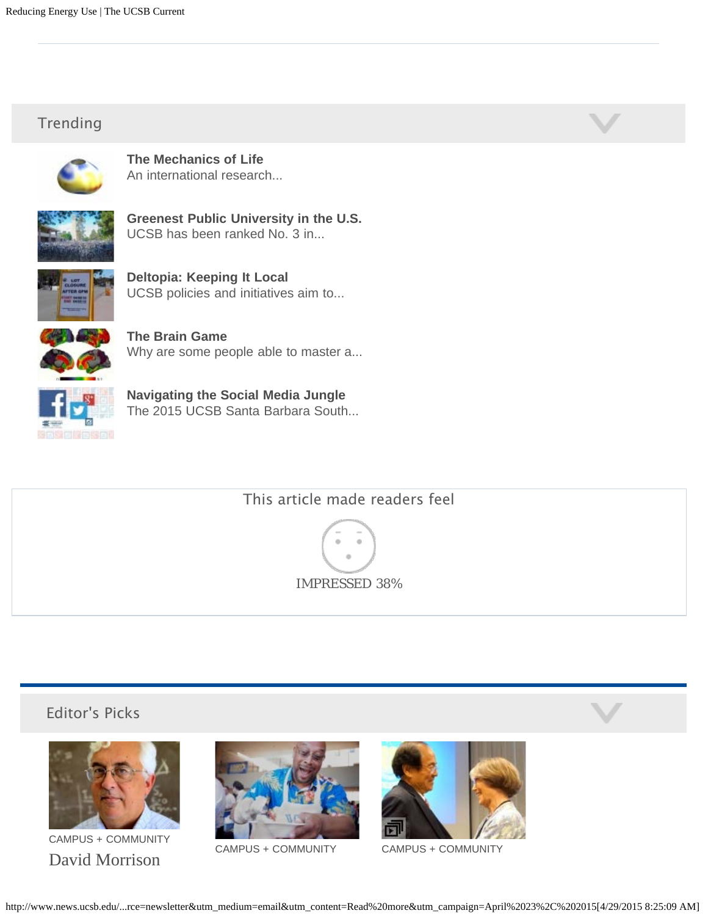## Trending

**The Mechanics of Life**
An international research...

**Greenest Public University in the U.S.**
UCSB has been ranked No. 3 in...

**Deltopia: Keeping It Local**
UCSB policies and initiatives aim to...

**The Brain Game**
Why are some people able to master a...

**Navigating the Social Media Jungle**
The 2015 UCSB Santa Barbara South...

This article made readers feel

IMPRESSED 38%

## Editor's Picks

CAMPUS + COMMUNITY
David Morrison

CAMPUS + COMMUNITY

CAMPUS + COMMUNITY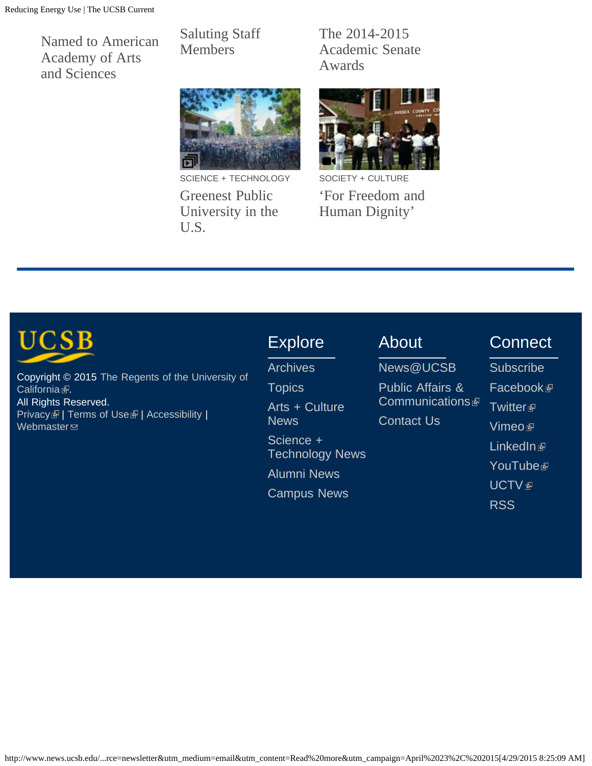Named to American Academy of Arts and Sciences

Saluting Staff Members

The 2014-2015 Academic Senate Awards

SCIENCE + TECHNOLOGY

Greenest Public University in the U.S.

SOCIETY + CULTURE

‘For Freedom and Human Dignity’

UCSB

Copyright © 2015 The Regents of the University of California.
All Rights Reserved.
Privacy | Terms of Use | Accessibility | Webmaster

## Explore

- Archives
- Topics
- Arts + Culture News
- Science + Technology News
- Alumni News
- Campus News

## About

- News@UCSB
- Public Affairs & Communications
- Contact Us

## Connect

- Subscribe
- Facebook
- Twitter
- Vimeo
- LinkedIn
- YouTube
- UCTV
- RSS